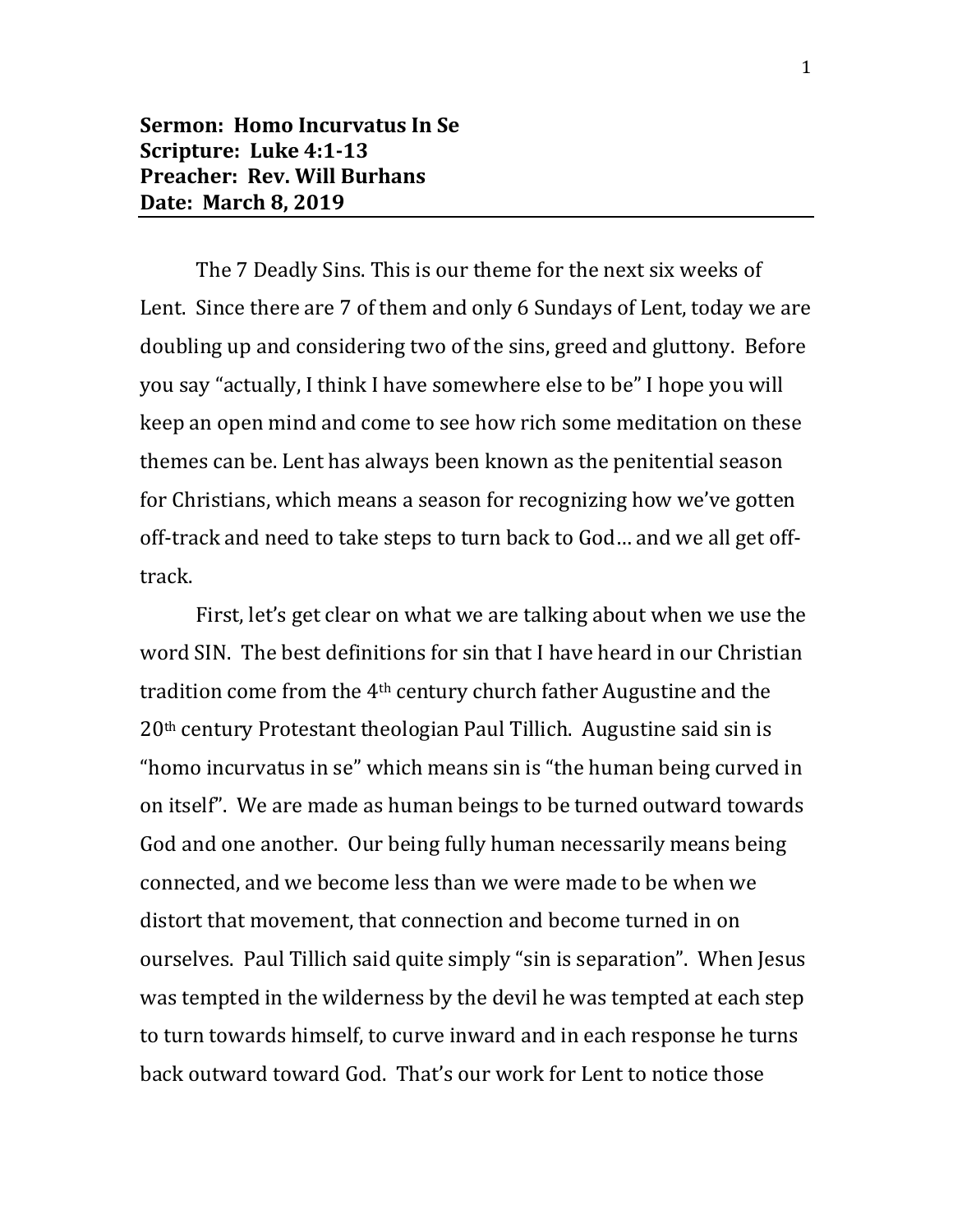**Sermon: Homo Incurvatus In Se**
**Scripture: Luke 4:1-13**
**Preacher: Rev. Will Burhans**
**Date: March 8, 2019**

---

The 7 Deadly Sins. This is our theme for the next six weeks of Lent. Since there are 7 of them and only 6 Sundays of Lent, today we are doubling up and considering two of the sins, greed and gluttony. Before you say "actually, I think I have somewhere else to be" I hope you will keep an open mind and come to see how rich some meditation on these themes can be. Lent has always been known as the penitential season for Christians, which means a season for recognizing how we've gotten off-track and need to take steps to turn back to God… and we all get off-track.

First, let's get clear on what we are talking about when we use the word SIN. The best definitions for sin that I have heard in our Christian tradition come from the 4th century church father Augustine and the 20th century Protestant theologian Paul Tillich. Augustine said sin is "homo incurvatus in se" which means sin is "the human being curved in on itself". We are made as human beings to be turned outward towards God and one another. Our being fully human necessarily means being connected, and we become less than we were made to be when we distort that movement, that connection and become turned in on ourselves. Paul Tillich said quite simply "sin is separation". When Jesus was tempted in the wilderness by the devil he was tempted at each step to turn towards himself, to curve inward and in each response he turns back outward toward God. That's our work for Lent to notice those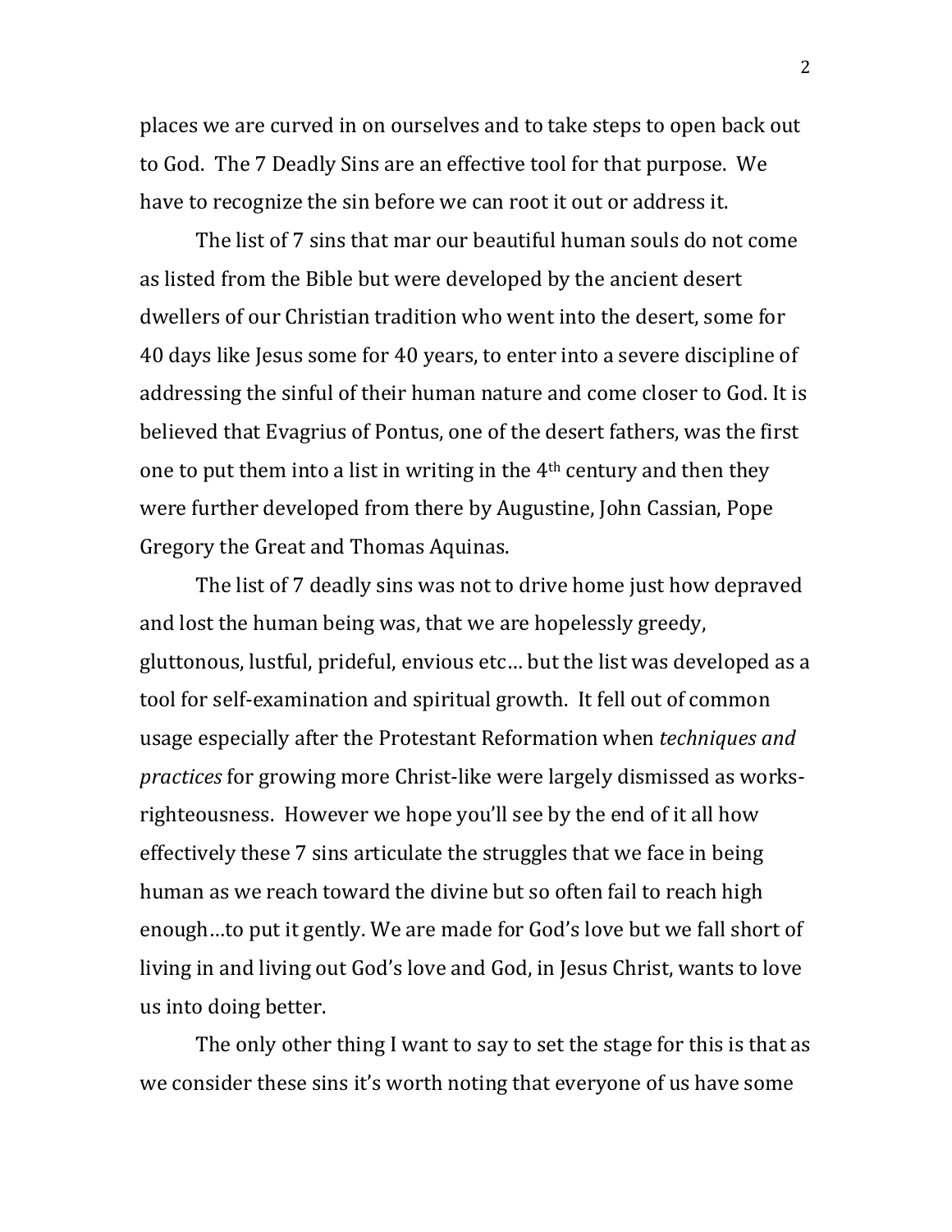places we are curved in on ourselves and to take steps to open back out to God. The 7 Deadly Sins are an effective tool for that purpose. We have to recognize the sin before we can root it out or address it.

The list of 7 sins that mar our beautiful human souls do not come as listed from the Bible but were developed by the ancient desert dwellers of our Christian tradition who went into the desert, some for 40 days like Jesus some for 40 years, to enter into a severe discipline of addressing the sinful of their human nature and come closer to God. It is believed that Evagrius of Pontus, one of the desert fathers, was the first one to put them into a list in writing in the 4th century and then they were further developed from there by Augustine, John Cassian, Pope Gregory the Great and Thomas Aquinas.

The list of 7 deadly sins was not to drive home just how depraved and lost the human being was, that we are hopelessly greedy, gluttonous, lustful, prideful, envious etc… but the list was developed as a tool for self-examination and spiritual growth. It fell out of common usage especially after the Protestant Reformation when *techniques and practices* for growing more Christ-like were largely dismissed as works-righteousness. However we hope you'll see by the end of it all how effectively these 7 sins articulate the struggles that we face in being human as we reach toward the divine but so often fail to reach high enough…to put it gently. We are made for God's love but we fall short of living in and living out God's love and God, in Jesus Christ, wants to love us into doing better.

The only other thing I want to say to set the stage for this is that as we consider these sins it's worth noting that everyone of us have some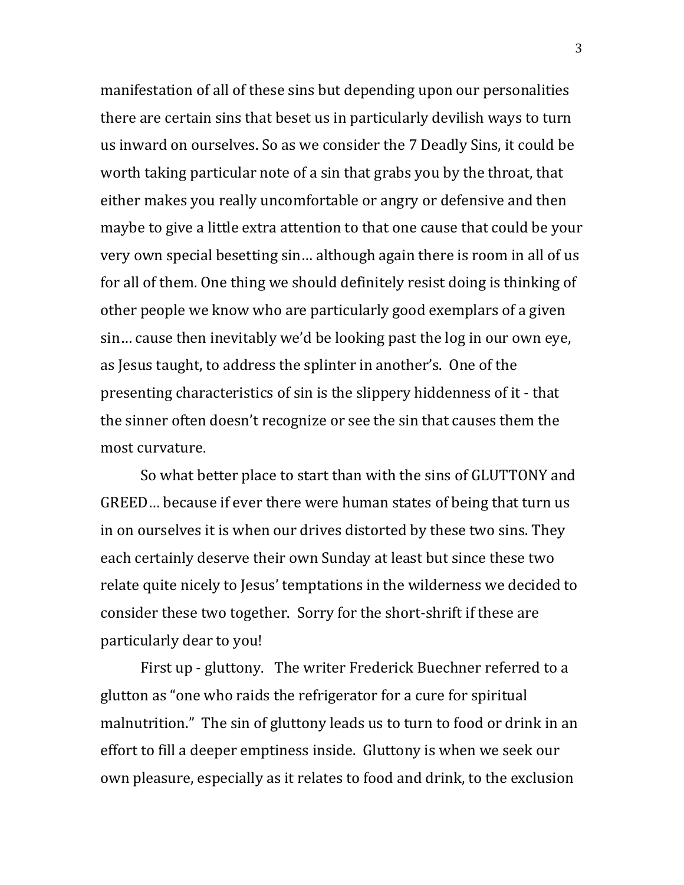manifestation of all of these sins but depending upon our personalities there are certain sins that beset us in particularly devilish ways to turn us inward on ourselves. So as we consider the 7 Deadly Sins, it could be worth taking particular note of a sin that grabs you by the throat, that either makes you really uncomfortable or angry or defensive and then maybe to give a little extra attention to that one cause that could be your very own special besetting sin… although again there is room in all of us for all of them. One thing we should definitely resist doing is thinking of other people we know who are particularly good exemplars of a given sin… cause then inevitably we'd be looking past the log in our own eye, as Jesus taught, to address the splinter in another's. One of the presenting characteristics of sin is the slippery hiddenness of it - that the sinner often doesn't recognize or see the sin that causes them the most curvature.

So what better place to start than with the sins of GLUTTONY and GREED… because if ever there were human states of being that turn us in on ourselves it is when our drives distorted by these two sins. They each certainly deserve their own Sunday at least but since these two relate quite nicely to Jesus' temptations in the wilderness we decided to consider these two together. Sorry for the short-shrift if these are particularly dear to you!

First up - gluttony. The writer Frederick Buechner referred to a glutton as "one who raids the refrigerator for a cure for spiritual malnutrition." The sin of gluttony leads us to turn to food or drink in an effort to fill a deeper emptiness inside. Gluttony is when we seek our own pleasure, especially as it relates to food and drink, to the exclusion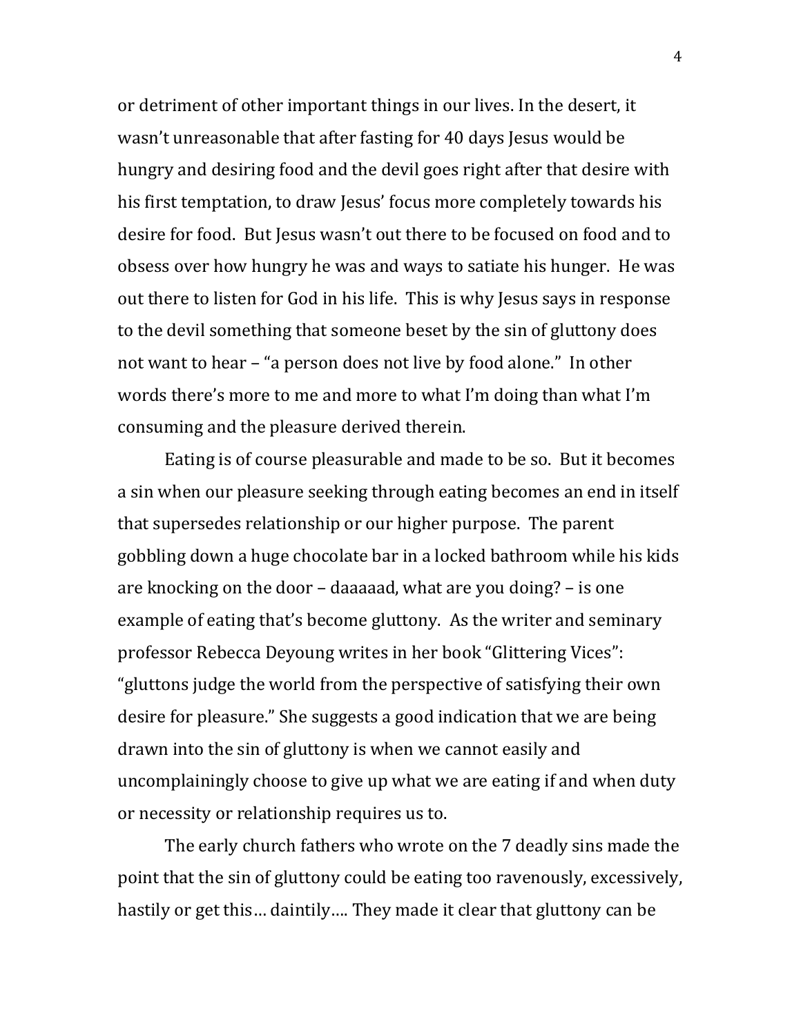or detriment of other important things in our lives. In the desert, it wasn't unreasonable that after fasting for 40 days Jesus would be hungry and desiring food and the devil goes right after that desire with his first temptation, to draw Jesus' focus more completely towards his desire for food. But Jesus wasn't out there to be focused on food and to obsess over how hungry he was and ways to satiate his hunger. He was out there to listen for God in his life. This is why Jesus says in response to the devil something that someone beset by the sin of gluttony does not want to hear – "a person does not live by food alone." In other words there's more to me and more to what I'm doing than what I'm consuming and the pleasure derived therein.

Eating is of course pleasurable and made to be so. But it becomes a sin when our pleasure seeking through eating becomes an end in itself that supersedes relationship or our higher purpose. The parent gobbling down a huge chocolate bar in a locked bathroom while his kids are knocking on the door – daaaaad, what are you doing? – is one example of eating that's become gluttony. As the writer and seminary professor Rebecca Deyoung writes in her book "Glittering Vices": "gluttons judge the world from the perspective of satisfying their own desire for pleasure." She suggests a good indication that we are being drawn into the sin of gluttony is when we cannot easily and uncomplainingly choose to give up what we are eating if and when duty or necessity or relationship requires us to.

The early church fathers who wrote on the 7 deadly sins made the point that the sin of gluttony could be eating too ravenously, excessively, hastily or get this… daintily…. They made it clear that gluttony can be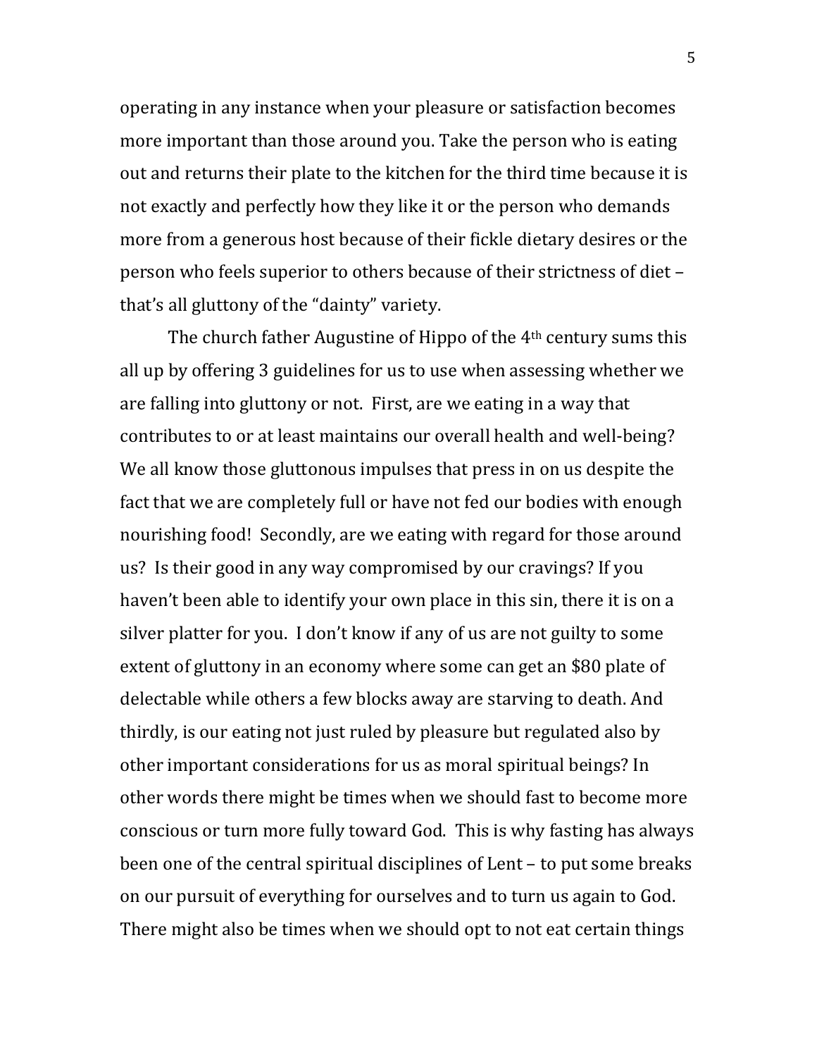operating in any instance when your pleasure or satisfaction becomes more important than those around you. Take the person who is eating out and returns their plate to the kitchen for the third time because it is not exactly and perfectly how they like it or the person who demands more from a generous host because of their fickle dietary desires or the person who feels superior to others because of their strictness of diet – that's all gluttony of the "dainty" variety.

The church father Augustine of Hippo of the 4th century sums this all up by offering 3 guidelines for us to use when assessing whether we are falling into gluttony or not. First, are we eating in a way that contributes to or at least maintains our overall health and well-being? We all know those gluttonous impulses that press in on us despite the fact that we are completely full or have not fed our bodies with enough nourishing food! Secondly, are we eating with regard for those around us? Is their good in any way compromised by our cravings? If you haven't been able to identify your own place in this sin, there it is on a silver platter for you. I don't know if any of us are not guilty to some extent of gluttony in an economy where some can get an $80 plate of delectable while others a few blocks away are starving to death. And thirdly, is our eating not just ruled by pleasure but regulated also by other important considerations for us as moral spiritual beings? In other words there might be times when we should fast to become more conscious or turn more fully toward God. This is why fasting has always been one of the central spiritual disciplines of Lent – to put some breaks on our pursuit of everything for ourselves and to turn us again to God. There might also be times when we should opt to not eat certain things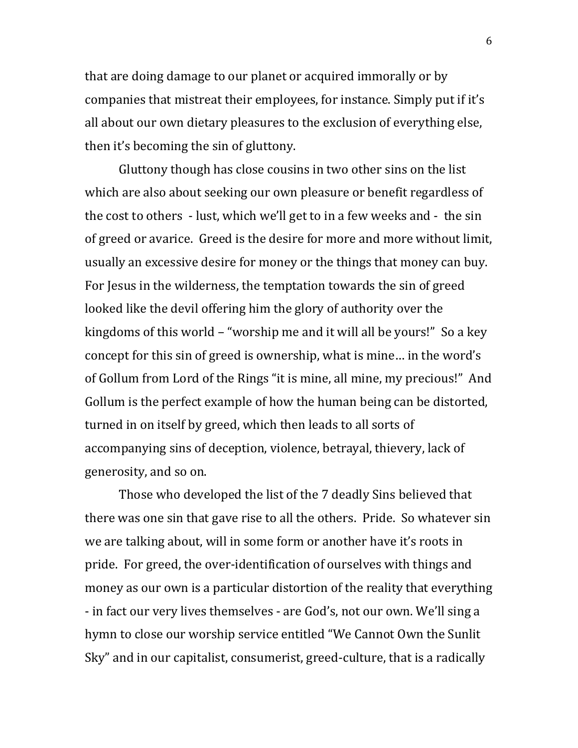that are doing damage to our planet or acquired immorally or by companies that mistreat their employees, for instance. Simply put if it's all about our own dietary pleasures to the exclusion of everything else, then it's becoming the sin of gluttony.

Gluttony though has close cousins in two other sins on the list which are also about seeking our own pleasure or benefit regardless of the cost to others - lust, which we'll get to in a few weeks and - the sin of greed or avarice. Greed is the desire for more and more without limit, usually an excessive desire for money or the things that money can buy. For Jesus in the wilderness, the temptation towards the sin of greed looked like the devil offering him the glory of authority over the kingdoms of this world – "worship me and it will all be yours!" So a key concept for this sin of greed is ownership, what is mine… in the word's of Gollum from Lord of the Rings "it is mine, all mine, my precious!" And Gollum is the perfect example of how the human being can be distorted, turned in on itself by greed, which then leads to all sorts of accompanying sins of deception, violence, betrayal, thievery, lack of generosity, and so on.

Those who developed the list of the 7 deadly Sins believed that there was one sin that gave rise to all the others. Pride. So whatever sin we are talking about, will in some form or another have it's roots in pride. For greed, the over-identification of ourselves with things and money as our own is a particular distortion of the reality that everything - in fact our very lives themselves - are God's, not our own. We'll sing a hymn to close our worship service entitled "We Cannot Own the Sunlit Sky" and in our capitalist, consumerist, greed-culture, that is a radically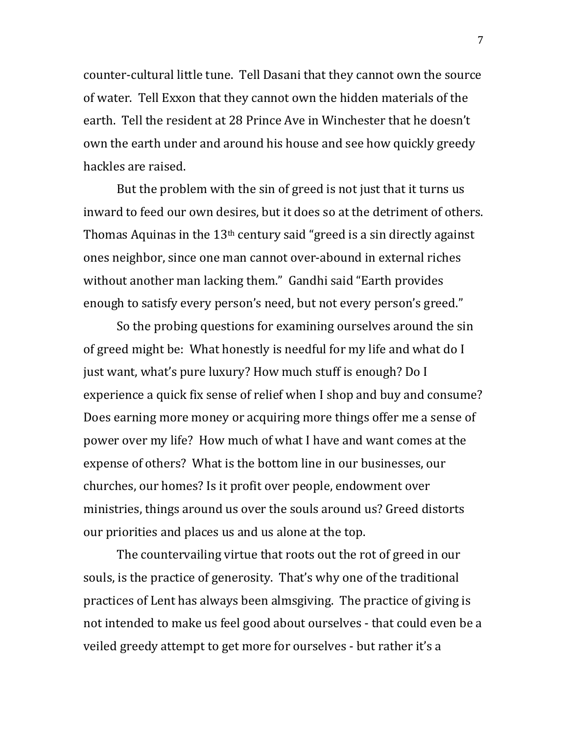counter-cultural little tune. Tell Dasani that they cannot own the source of water. Tell Exxon that they cannot own the hidden materials of the earth. Tell the resident at 28 Prince Ave in Winchester that he doesn't own the earth under and around his house and see how quickly greedy hackles are raised.

But the problem with the sin of greed is not just that it turns us inward to feed our own desires, but it does so at the detriment of others. Thomas Aquinas in the 13th century said "greed is a sin directly against ones neighbor, since one man cannot over-abound in external riches without another man lacking them." Gandhi said "Earth provides enough to satisfy every person's need, but not every person's greed."

So the probing questions for examining ourselves around the sin of greed might be: What honestly is needful for my life and what do I just want, what's pure luxury? How much stuff is enough? Do I experience a quick fix sense of relief when I shop and buy and consume? Does earning more money or acquiring more things offer me a sense of power over my life? How much of what I have and want comes at the expense of others? What is the bottom line in our businesses, our churches, our homes? Is it profit over people, endowment over ministries, things around us over the souls around us? Greed distorts our priorities and places us and us alone at the top.

The countervailing virtue that roots out the rot of greed in our souls, is the practice of generosity. That's why one of the traditional practices of Lent has always been almsgiving. The practice of giving is not intended to make us feel good about ourselves - that could even be a veiled greedy attempt to get more for ourselves - but rather it's a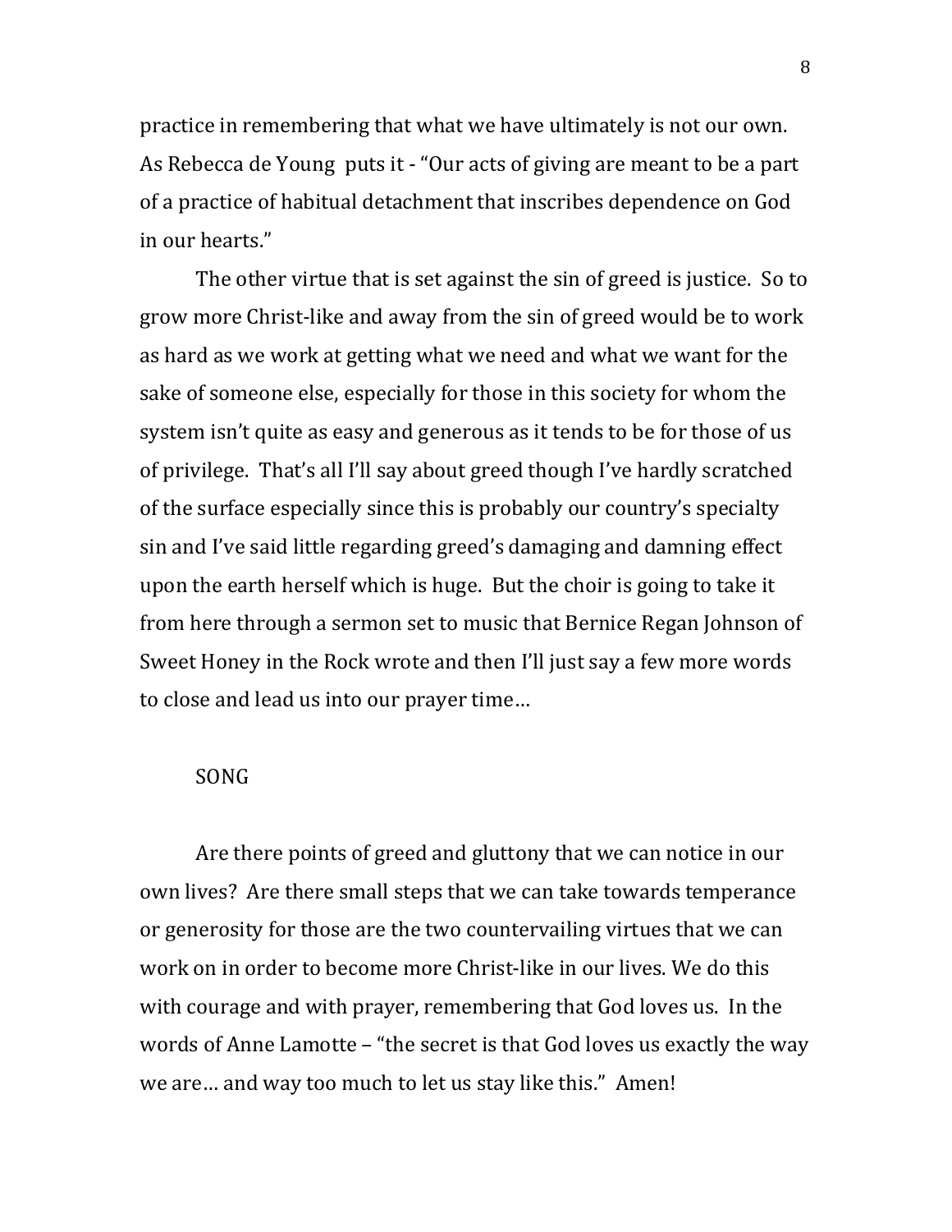practice in remembering that what we have ultimately is not our own. As Rebecca de Young puts it - "Our acts of giving are meant to be a part of a practice of habitual detachment that inscribes dependence on God in our hearts."

The other virtue that is set against the sin of greed is justice. So to grow more Christ-like and away from the sin of greed would be to work as hard as we work at getting what we need and what we want for the sake of someone else, especially for those in this society for whom the system isn't quite as easy and generous as it tends to be for those of us of privilege. That's all I'll say about greed though I've hardly scratched of the surface especially since this is probably our country's specialty sin and I've said little regarding greed's damaging and damning effect upon the earth herself which is huge. But the choir is going to take it from here through a sermon set to music that Bernice Regan Johnson of Sweet Honey in the Rock wrote and then I'll just say a few more words to close and lead us into our prayer time…

SONG

Are there points of greed and gluttony that we can notice in our own lives? Are there small steps that we can take towards temperance or generosity for those are the two countervailing virtues that we can work on in order to become more Christ-like in our lives. We do this with courage and with prayer, remembering that God loves us. In the words of Anne Lamotte – "the secret is that God loves us exactly the way we are… and way too much to let us stay like this." Amen!